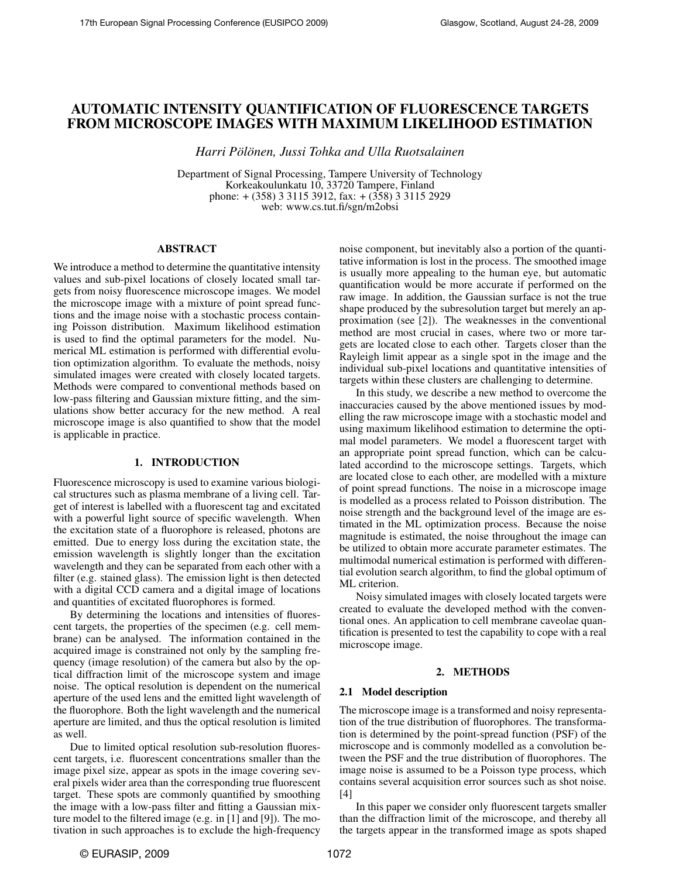# AUTOMATIC INTENSITY QUANTIFICATION OF FLUORESCENCE TARGETS FROM MICROSCOPE IMAGES WITH MAXIMUM LIKELIHOOD ESTIMATION

*Harri Pölönen, Jussi Tohka and Ulla Ruotsalainen*

Department of Signal Processing, Tampere University of Technology
Korkeakoulunkatu 10, 33720 Tampere, Finland
phone: + (358) 3 3115 3912, fax: + (358) 3 3115 2929
web: www.cs.tut.fi/sgn/m2obsi

## ABSTRACT

We introduce a method to determine the quantitative intensity values and sub-pixel locations of closely located small targets from noisy fluorescence microscope images. We model the microscope image with a mixture of point spread functions and the image noise with a stochastic process containing Poisson distribution. Maximum likelihood estimation is used to find the optimal parameters for the model. Numerical ML estimation is performed with differential evolution optimization algorithm. To evaluate the methods, noisy simulated images were created with closely located targets. Methods were compared to conventional methods based on low-pass filtering and Gaussian mixture fitting, and the simulations show better accuracy for the new method. A real microscope image is also quantified to show that the model is applicable in practice.

## 1. INTRODUCTION

Fluorescence microscopy is used to examine various biological structures such as plasma membrane of a living cell. Target of interest is labelled with a fluorescent tag and excitated with a powerful light source of specific wavelength. When the excitation state of a fluorophore is released, photons are emitted. Due to energy loss during the excitation state, the emission wavelength is slightly longer than the excitation wavelength and they can be separated from each other with a filter (e.g. stained glass). The emission light is then detected with a digital CCD camera and a digital image of locations and quantities of excitated fluorophores is formed.

By determining the locations and intensities of fluorescent targets, the properties of the specimen (e.g. cell membrane) can be analysed. The information contained in the acquired image is constrained not only by the sampling frequency (image resolution) of the camera but also by the optical diffraction limit of the microscope system and image noise. The optical resolution is dependent on the numerical aperture of the used lens and the emitted light wavelength of the fluorophore. Both the light wavelength and the numerical aperture are limited, and thus the optical resolution is limited as well.

Due to limited optical resolution sub-resolution fluorescent targets, i.e. fluorescent concentrations smaller than the image pixel size, appear as spots in the image covering several pixels wider area than the corresponding true fluorescent target. These spots are commonly quantified by smoothing the image with a low-pass filter and fitting a Gaussian mixture model to the filtered image (e.g. in [1] and [9]). The motivation in such approaches is to exclude the high-frequency noise component, but inevitably also a portion of the quantitative information is lost in the process. The smoothed image is usually more appealing to the human eye, but automatic quantification would be more accurate if performed on the raw image. In addition, the Gaussian surface is not the true shape produced by the subresolution target but merely an approximation (see [2]). The weaknesses in the conventional method are most crucial in cases, where two or more targets are located close to each other. Targets closer than the Rayleigh limit appear as a single spot in the image and the individual sub-pixel locations and quantitative intensities of targets within these clusters are challenging to determine.

In this study, we describe a new method to overcome the inaccuracies caused by the above mentioned issues by modelling the raw microscope image with a stochastic model and using maximum likelihood estimation to determine the optimal model parameters. We model a fluorescent target with an appropriate point spread function, which can be calculated accordind to the microscope settings. Targets, which are located close to each other, are modelled with a mixture of point spread functions. The noise in a microscope image is modelled as a process related to Poisson distribution. The noise strength and the background level of the image are estimated in the ML optimization process. Because the noise magnitude is estimated, the noise throughout the image can be utilized to obtain more accurate parameter estimates. The multimodal numerical estimation is performed with differential evolution search algorithm, to find the global optimum of ML criterion.

Noisy simulated images with closely located targets were created to evaluate the developed method with the conventional ones. An application to cell membrane caveolae quantification is presented to test the capability to cope with a real microscope image.

## 2. METHODS

### 2.1 Model description

The microscope image is a transformed and noisy representation of the true distribution of fluorophores. The transformation is determined by the point-spread function (PSF) of the microscope and is commonly modelled as a convolution between the PSF and the true distribution of fluorophores. The image noise is assumed to be a Poisson type process, which contains several acquisition error sources such as shot noise. [4]

In this paper we consider only fluorescent targets smaller than the diffraction limit of the microscope, and thereby all the targets appear in the transformed image as spots shaped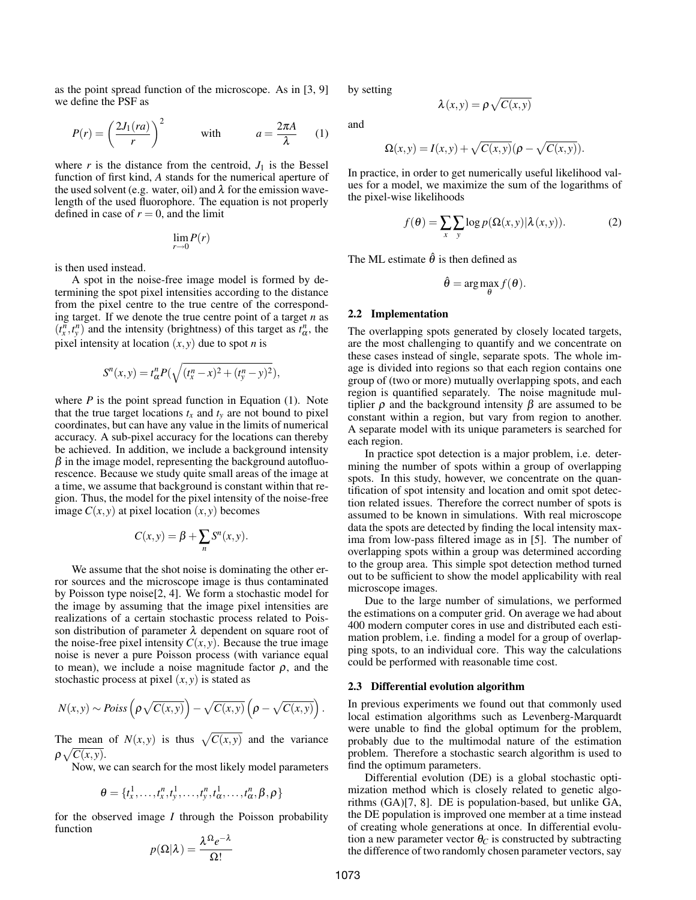as the point spread function of the microscope. As in [3, 9] we define the PSF as

$$P(r) = \left(\frac{2J_1(ra)}{r}\right)^2 \qquad \text{with} \qquad a = \frac{2\pi A}{\lambda} \tag{1}$$

where $r$ is the distance from the centroid, $J_1$ is the Bessel function of first kind, $A$ stands for the numerical aperture of the used solvent (e.g. water, oil) and $\lambda$ for the emission wavelength of the used fluorophore. The equation is not properly defined in case of $r = 0$, and the limit

$$\lim_{r \to 0} P(r)$$

is then used instead.

A spot in the noise-free image model is formed by determining the spot pixel intensities according to the distance from the pixel centre to the true centre of the corresponding target. If we denote the true centre point of a target $n$ as $(t_x^n, t_y^n)$ and the intensity (brightness) of this target as $t_\alpha^n$, the pixel intensity at location $(x, y)$ due to spot $n$ is

$$S^n(x,y) = t_\alpha^n P(\sqrt{(t_x^n - x)^2 + (t_y^n - y)^2}),$$

where $P$ is the point spread function in Equation (1). Note that the true target locations $t_x$ and $t_y$ are not bound to pixel coordinates, but can have any value in the limits of numerical accuracy. A sub-pixel accuracy for the locations can thereby be achieved. In addition, we include a background intensity $\beta$ in the image model, representing the background autofluorescence. Because we study quite small areas of the image at a time, we assume that background is constant within that region. Thus, the model for the pixel intensity of the noise-free image $C(x,y)$ at pixel location $(x,y)$ becomes

$$C(x,y) = \beta + \sum_n S^n(x,y).$$

We assume that the shot noise is dominating the other error sources and the microscope image is thus contaminated by Poisson type noise[2, 4]. We form a stochastic model for the image by assuming that the image pixel intensities are realizations of a certain stochastic process related to Poisson distribution of parameter $\lambda$ dependent on square root of the noise-free pixel intensity $C(x,y)$. Because the true image noise is never a pure Poisson process (with variance equal to mean), we include a noise magnitude factor $\rho$, and the stochastic process at pixel $(x,y)$ is stated as

$$N(x,y) \sim Poiss\left(\rho\sqrt{C(x,y)}\right) - \sqrt{C(x,y)}\left(\rho - \sqrt{C(x,y)}\right).$$

The mean of $N(x,y)$ is thus $\sqrt{C(x,y)}$ and the variance $\rho\sqrt{C(x,y)}$.

Now, we can search for the most likely model parameters

$$\theta = \{t_x^1, \ldots, t_x^n, t_y^1, \ldots, t_y^n, t_\alpha^1, \ldots, t_\alpha^n, \beta, \rho\}$$

for the observed image $I$ through the Poisson probability function

$$p(\Omega|\lambda) = \frac{\lambda^\Omega e^{-\lambda}}{\Omega!}$$

by setting

$$\lambda(x,y) = \rho\sqrt{C(x,y)}$$

and

$$\Omega(x,y) = I(x,y) + \sqrt{C(x,y)}(\rho - \sqrt{C(x,y)}).$$

In practice, in order to get numerically useful likelihood values for a model, we maximize the sum of the logarithms of the pixel-wise likelihoods

$$f(\theta) = \sum_x \sum_y \log p(\Omega(x,y)|\lambda(x,y)). \tag{2}$$

The ML estimate $\hat{\theta}$ is then defined as

$$\hat{\theta} = \arg\max_\theta f(\theta).$$

### 2.2 Implementation

The overlapping spots generated by closely located targets, are the most challenging to quantify and we concentrate on these cases instead of single, separate spots. The whole image is divided into regions so that each region contains one group of (two or more) mutually overlapping spots, and each region is quantified separately. The noise magnitude multiplier $\rho$ and the background intensity $\beta$ are assumed to be constant within a region, but vary from region to another. A separate model with its unique parameters is searched for each region.

In practice spot detection is a major problem, i.e. determining the number of spots within a group of overlapping spots. In this study, however, we concentrate on the quantification of spot intensity and location and omit spot detection related issues. Therefore the correct number of spots is assumed to be known in simulations. With real microscope data the spots are detected by finding the local intensity maxima from low-pass filtered image as in [5]. The number of overlapping spots within a group was determined according to the group area. This simple spot detection method turned out to be sufficient to show the model applicability with real microscope images.

Due to the large number of simulations, we performed the estimations on a computer grid. On average we had about 400 modern computer cores in use and distributed each estimation problem, i.e. finding a model for a group of overlapping spots, to an individual core. This way the calculations could be performed with reasonable time cost.

### 2.3 Differential evolution algorithm

In previous experiments we found out that commonly used local estimation algorithms such as Levenberg-Marquardt were unable to find the global optimum for the problem, probably due to the multimodal nature of the estimation problem. Therefore a stochastic search algorithm is used to find the optimum parameters.

Differential evolution (DE) is a global stochastic optimization method which is closely related to genetic algorithms (GA)[7, 8]. DE is population-based, but unlike GA, the DE population is improved one member at a time instead of creating whole generations at once. In differential evolution a new parameter vector $\theta_C$ is constructed by subtracting the difference of two randomly chosen parameter vectors, say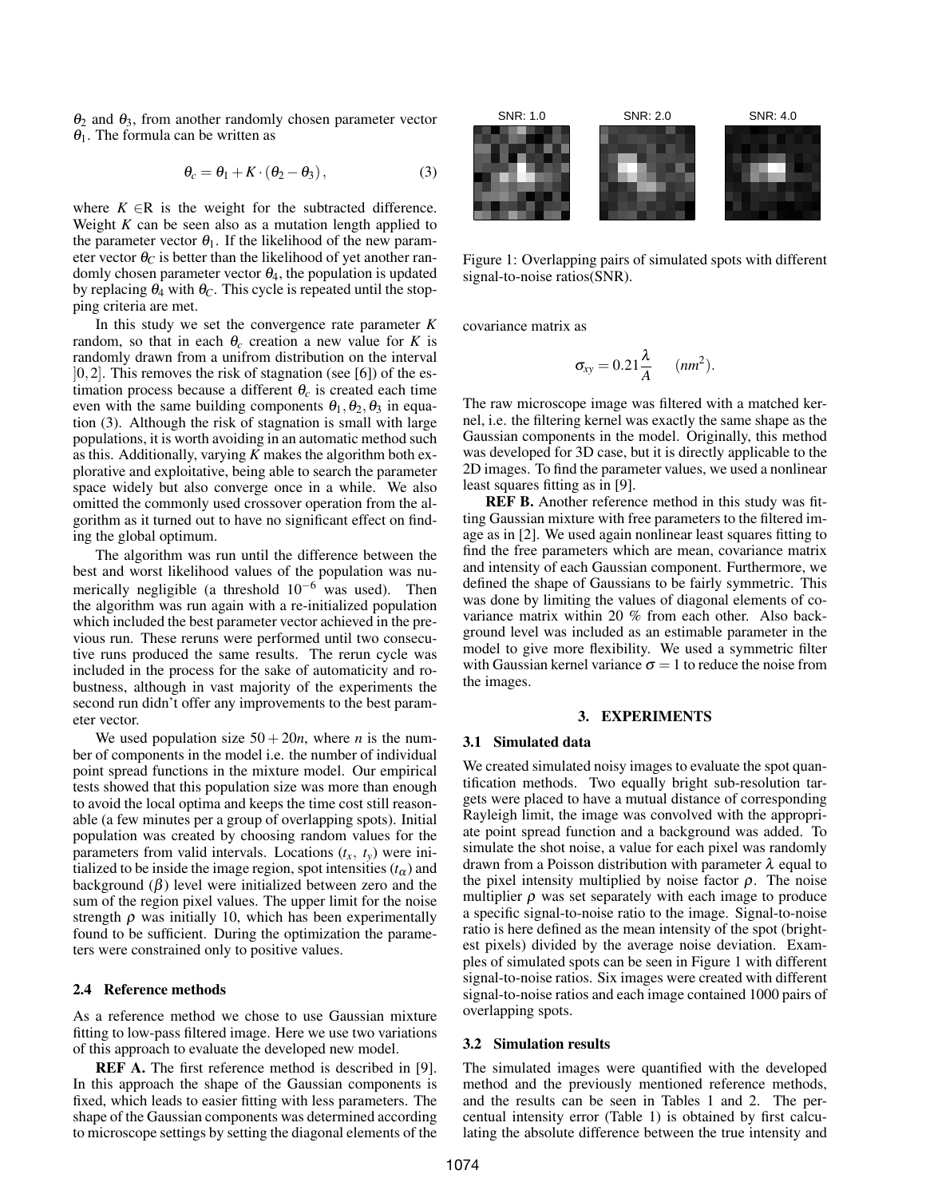$\theta_2$ and $\theta_3$, from another randomly chosen parameter vector $\theta_1$. The formula can be written as

$$\theta_c = \theta_1 + K \cdot (\theta_2 - \theta_3), \tag{3}$$

where $K \in \mathbb{R}$ is the weight for the subtracted difference. Weight $K$ can be seen also as a mutation length applied to the parameter vector $\theta_1$. If the likelihood of the new parameter vector $\theta_C$ is better than the likelihood of yet another randomly chosen parameter vector $\theta_4$, the population is updated by replacing $\theta_4$ with $\theta_C$. This cycle is repeated until the stopping criteria are met.

In this study we set the convergence rate parameter $K$ random, so that in each $\theta_c$ creation a new value for $K$ is randomly drawn from a unifrom distribution on the interval $]0,2]$. This removes the risk of stagnation (see [6]) of the estimation process because a different $\theta_c$ is created each time even with the same building components $\theta_1, \theta_2, \theta_3$ in equation (3). Although the risk of stagnation is small with large populations, it is worth avoiding in an automatic method such as this. Additionally, varying $K$ makes the algorithm both explorative and exploitative, being able to search the parameter space widely but also converge once in a while. We also omitted the commonly used crossover operation from the algorithm as it turned out to have no significant effect on finding the global optimum.

The algorithm was run until the difference between the best and worst likelihood values of the population was numerically negligible (a threshold $10^{-6}$ was used). Then the algorithm was run again with a re-initialized population which included the best parameter vector achieved in the previous run. These reruns were performed until two consecutive runs produced the same results. The rerun cycle was included in the process for the sake of automaticity and robustness, although in vast majority of the experiments the second run didn't offer any improvements to the best parameter vector.

We used population size $50 + 20n$, where $n$ is the number of components in the model i.e. the number of individual point spread functions in the mixture model. Our empirical tests showed that this population size was more than enough to avoid the local optima and keeps the time cost still reasonable (a few minutes per a group of overlapping spots). Initial population was created by choosing random values for the parameters from valid intervals. Locations ($t_x$, $t_y$) were initialized to be inside the image region, spot intensities ($t_\alpha$) and background ($\beta$) level were initialized between zero and the sum of the region pixel values. The upper limit for the noise strength $\rho$ was initially 10, which has been experimentally found to be sufficient. During the optimization the parameters were constrained only to positive values.

### 2.4 Reference methods

As a reference method we chose to use Gaussian mixture fitting to low-pass filtered image. Here we use two variations of this approach to evaluate the developed new model.

**REF A.** The first reference method is described in [9]. In this approach the shape of the Gaussian components is fixed, which leads to easier fitting with less parameters. The shape of the Gaussian components was determined according to microscope settings by setting the diagonal elements of the covariance matrix as

$$\sigma_{xy} = 0.21\frac{\lambda}{A} \quad (nm^2).$$

The raw microscope image was filtered with a matched kernel, i.e. the filtering kernel was exactly the same shape as the Gaussian components in the model. Originally, this method was developed for 3D case, but it is directly applicable to the 2D images. To find the parameter values, we used a nonlinear least squares fitting as in [9].

**REF B.** Another reference method in this study was fitting Gaussian mixture with free parameters to the filtered image as in [2]. We used again nonlinear least squares fitting to find the free parameters which are mean, covariance matrix and intensity of each Gaussian component. Furthermore, we defined the shape of Gaussians to be fairly symmetric. This was done by limiting the values of diagonal elements of covariance matrix within 20 % from each other. Also background level was included as an estimable parameter in the model to give more flexibility. We used a symmetric filter with Gaussian kernel variance $\sigma = 1$ to reduce the noise from the images.

SNR: 1.0 SNR: 2.0 SNR: 4.0

Figure 1: Overlapping pairs of simulated spots with different signal-to-noise ratios(SNR).

## 3. EXPERIMENTS

### 3.1 Simulated data

We created simulated noisy images to evaluate the spot quantification methods. Two equally bright sub-resolution targets were placed to have a mutual distance of corresponding Rayleigh limit, the image was convolved with the appropriate point spread function and a background was added. To simulate the shot noise, a value for each pixel was randomly drawn from a Poisson distribution with parameter $\lambda$ equal to the pixel intensity multiplied by noise factor $\rho$. The noise multiplier $\rho$ was set separately with each image to produce a specific signal-to-noise ratio to the image. Signal-to-noise ratio is here defined as the mean intensity of the spot (brightest pixels) divided by the average noise deviation. Examples of simulated spots can be seen in Figure 1 with different signal-to-noise ratios. Six images were created with different signal-to-noise ratios and each image contained 1000 pairs of overlapping spots.

### 3.2 Simulation results

The simulated images were quantified with the developed method and the previously mentioned reference methods, and the results can be seen in Tables 1 and 2. The percentual intensity error (Table 1) is obtained by first calculating the absolute difference between the true intensity and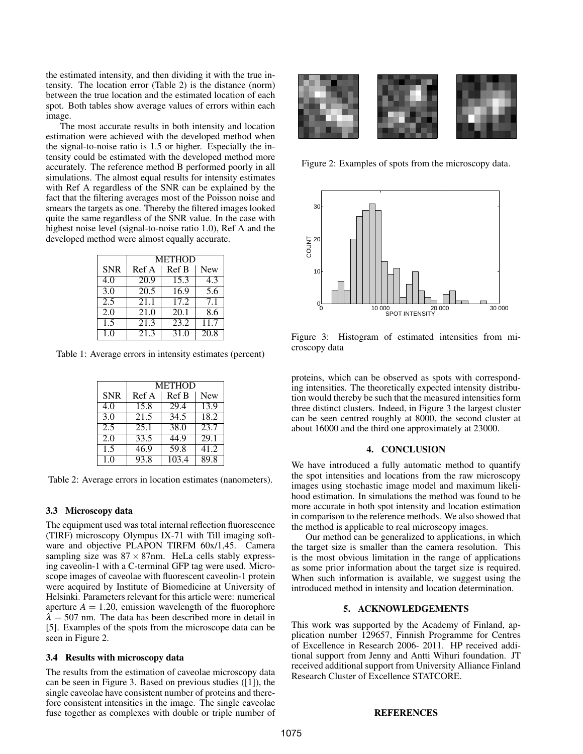the estimated intensity, and then dividing it with the true intensity. The location error (Table 2) is the distance (norm) between the true location and the estimated location of each spot. Both tables show average values of errors within each image.

The most accurate results in both intensity and location estimation were achieved with the developed method when the signal-to-noise ratio is 1.5 or higher. Especially the intensity could be estimated with the developed method more accurately. The reference method B performed poorly in all simulations. The almost equal results for intensity estimates with Ref A regardless of the SNR can be explained by the fact that the filtering averages most of the Poisson noise and smears the targets as one. Thereby the filtered images looked quite the same regardless of the SNR value. In the case with highest noise level (signal-to-noise ratio 1.0), Ref A and the developed method were almost equally accurate.

| | METHOD | | |
|---|---|---|---|
| SNR | Ref A | Ref B | New |
| 4.0 | 20.9 | 15.3 | 4.3 |
| 3.0 | 20.5 | 16.9 | 5.6 |
| 2.5 | 21.1 | 17.2 | 7.1 |
| 2.0 | 21.0 | 20.1 | 8.6 |
| 1.5 | 21.3 | 23.2 | 11.7 |
| 1.0 | 21.3 | 31.0 | 20.8 |

Table 1: Average errors in intensity estimates (percent)

| | METHOD | | |
|---|---|---|---|
| SNR | Ref A | Ref B | New |
| 4.0 | 15.8 | 29.4 | 13.9 |
| 3.0 | 21.5 | 34.5 | 18.2 |
| 2.5 | 25.1 | 38.0 | 23.7 |
| 2.0 | 33.5 | 44.9 | 29.1 |
| 1.5 | 46.9 | 59.8 | 41.2 |
| 1.0 | 93.8 | 103.4 | 89.8 |

Table 2: Average errors in location estimates (nanometers).

### 3.3 Microscopy data

The equipment used was total internal reflection fluorescence (TIRF) microscopy Olympus IX-71 with Till imaging software and objective PLAPON TIRFM 60x/1,45. Camera sampling size was $87 \times 87$nm. HeLa cells stably expressing caveolin-1 with a C-terminal GFP tag were used. Microscope images of caveolae with fluorescent caveolin-1 protein were acquired by Institute of Biomedicine at University of Helsinki. Parameters relevant for this article were: numerical aperture $A = 1.20$, emission wavelength of the fluorophore $\lambda = 507$ nm. The data has been described more in detail in [5]. Examples of the spots from the microscope data can be seen in Figure 2.

Figure 2: Examples of spots from the microscopy data.

Figure 3: Histogram of estimated intensities from microscopy data

### 3.4 Results with microscopy data

The results from the estimation of caveolae microscopy data can be seen in Figure 3. Based on previous studies ([1]), the single caveolae have consistent number of proteins and therefore consistent intensities in the image. The single caveolae fuse together as complexes with double or triple number of proteins, which can be observed as spots with corresponding intensities. The theoretically expected intensity distribution would thereby be such that the measured intensities form three distinct clusters. Indeed, in Figure 3 the largest cluster can be seen centred roughly at 8000, the second cluster at about 16000 and the third one approximately at 23000.

## 4. CONCLUSION

We have introduced a fully automatic method to quantify the spot intensities and locations from the raw microscopy images using stochastic image model and maximum likelihood estimation. In simulations the method was found to be more accurate in both spot intensity and location estimation in comparison to the reference methods. We also showed that the method is applicable to real microscopy images.

Our method can be generalized to applications, in which the target size is smaller than the camera resolution. This is the most obvious limitation in the range of applications as some prior information about the target size is required. When such information is available, we suggest using the introduced method in intensity and location determination.

## 5. ACKNOWLEDGEMENTS

This work was supported by the Academy of Finland, application number 129657, Finnish Programme for Centres of Excellence in Research 2006- 2011. HP received additional support from Jenny and Antti Wihuri foundation. JT received additional support from University Alliance Finland Research Cluster of Excellence STATCORE.

## REFERENCES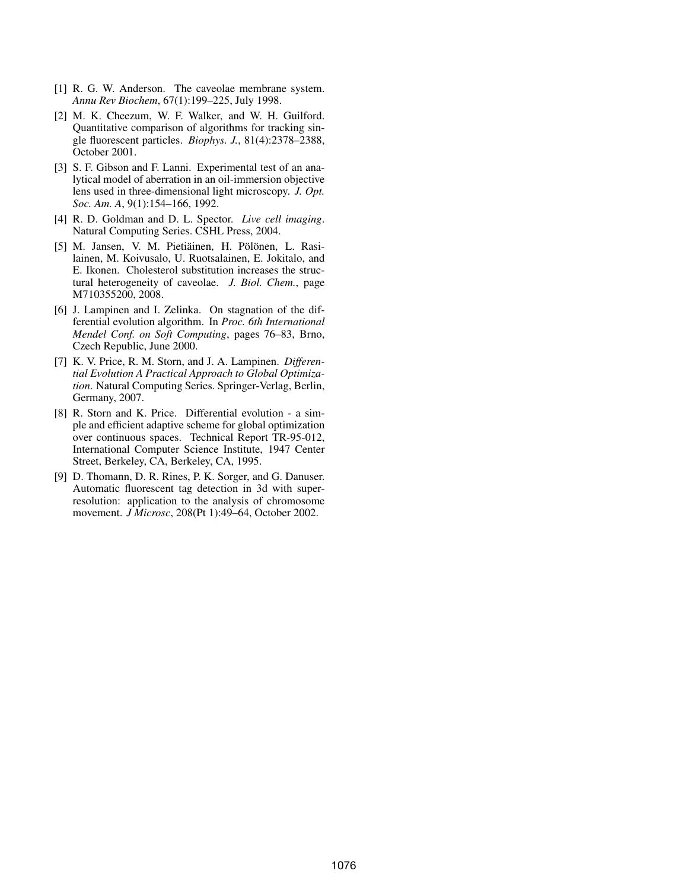[1] R. G. W. Anderson. The caveolae membrane system. *Annu Rev Biochem*, 67(1):199–225, July 1998.

[2] M. K. Cheezum, W. F. Walker, and W. H. Guilford. Quantitative comparison of algorithms for tracking single fluorescent particles. *Biophys. J.*, 81(4):2378–2388, October 2001.

[3] S. F. Gibson and F. Lanni. Experimental test of an analytical model of aberration in an oil-immersion objective lens used in three-dimensional light microscopy. *J. Opt. Soc. Am. A*, 9(1):154–166, 1992.

[4] R. D. Goldman and D. L. Spector. *Live cell imaging*. Natural Computing Series. CSHL Press, 2004.

[5] M. Jansen, V. M. Pietiäinen, H. Pölönen, L. Rasilainen, M. Koivusalo, U. Ruotsalainen, E. Jokitalo, and E. Ikonen. Cholesterol substitution increases the structural heterogeneity of caveolae. *J. Biol. Chem.*, page M710355200, 2008.

[6] J. Lampinen and I. Zelinka. On stagnation of the differential evolution algorithm. In *Proc. 6th International Mendel Conf. on Soft Computing*, pages 76–83, Brno, Czech Republic, June 2000.

[7] K. V. Price, R. M. Storn, and J. A. Lampinen. *Differential Evolution A Practical Approach to Global Optimization*. Natural Computing Series. Springer-Verlag, Berlin, Germany, 2007.

[8] R. Storn and K. Price. Differential evolution - a simple and efficient adaptive scheme for global optimization over continuous spaces. Technical Report TR-95-012, International Computer Science Institute, 1947 Center Street, Berkeley, CA, Berkeley, CA, 1995.

[9] D. Thomann, D. R. Rines, P. K. Sorger, and G. Danuser. Automatic fluorescent tag detection in 3d with super-resolution: application to the analysis of chromosome movement. *J Microsc*, 208(Pt 1):49–64, October 2002.